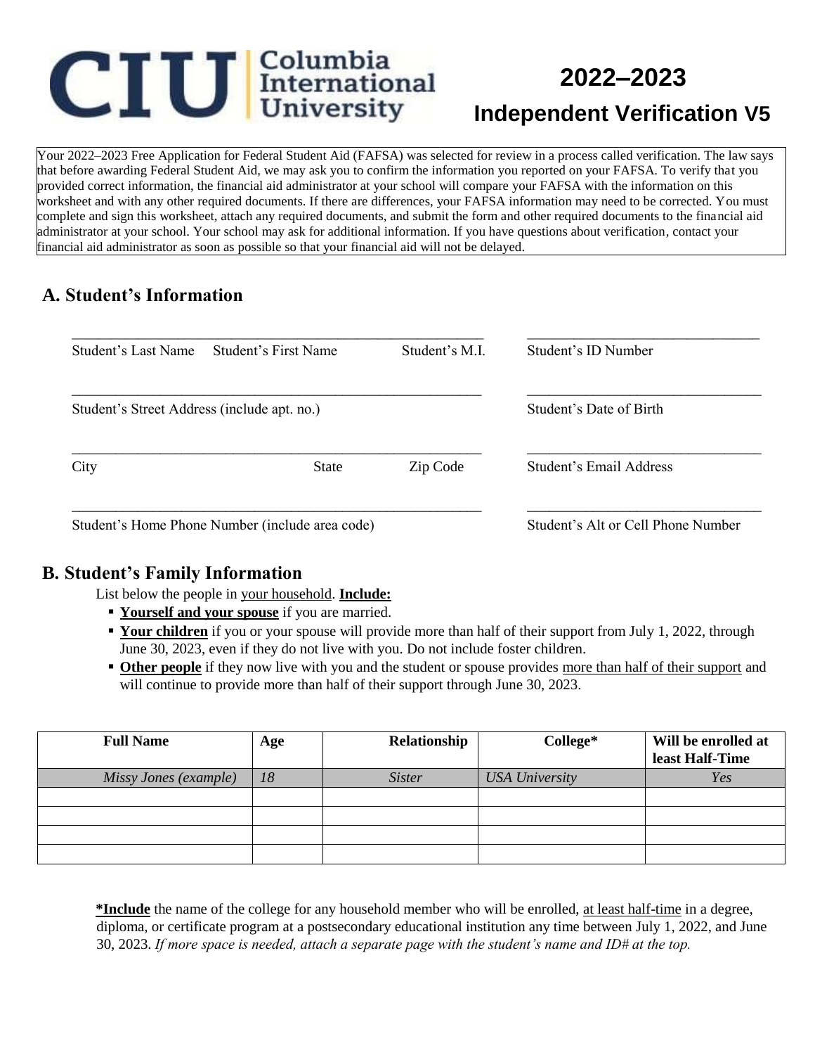# Columbia International University

# 2022–2023 Independent Verification V5

Your 2022–2023 Free Application for Federal Student Aid (FAFSA) was selected for review in a process called verification. The law says that before awarding Federal Student Aid, we may ask you to confirm the information you reported on your FAFSA. To verify that you provided correct information, the financial aid administrator at your school will compare your FAFSA with the information on this worksheet and with any other required documents. If there are differences, your FAFSA information may need to be corrected. You must complete and sign this worksheet, attach any required documents, and submit the form and other required documents to the financial aid administrator at your school. Your school may ask for additional information. If you have questions about verification, contact your financial aid administrator as soon as possible so that your financial aid will not be delayed.

## A. Student's Information

_______________________________________________ &nbsp;&nbsp; ____________________________
Student's Last Name &nbsp;&nbsp; Student's First Name &nbsp;&nbsp; Student's M.I. &nbsp;&nbsp; Student's ID Number

_______________________________________________ &nbsp;&nbsp; ____________________________
Student's Street Address (include apt. no.) &nbsp;&nbsp; Student's Date of Birth

_______________________________________________ &nbsp;&nbsp; ____________________________
City &nbsp;&nbsp; State &nbsp;&nbsp; Zip Code &nbsp;&nbsp; Student's Email Address

_______________________________________________ &nbsp;&nbsp; ____________________________
Student's Home Phone Number (include area code) &nbsp;&nbsp; Student's Alt or Cell Phone Number

## B. Student's Family Information

List below the people in your household. **Include:**

- **Yourself and your spouse** if you are married.
- **Your children** if you or your spouse will provide more than half of their support from July 1, 2022, through June 30, 2023, even if they do not live with you. Do not include foster children.
- **Other people** if they now live with you and the student or spouse provides more than half of their support and will continue to provide more than half of their support through June 30, 2023.

| Full Name | Age | Relationship | College* | Will be enrolled at least Half-Time |
|---|---|---|---|---|
| *Missy Jones (example)* | *18* | *Sister* | *USA University* | *Yes* |
| | | | | |
| | | | | |
| | | | | |
| | | | | |

***Include** the name of the college for any household member who will be enrolled, at least half-time in a degree, diploma, or certificate program at a postsecondary educational institution any time between July 1, 2022, and June 30, 2023. *If more space is needed, attach a separate page with the student's name and ID# at the top.*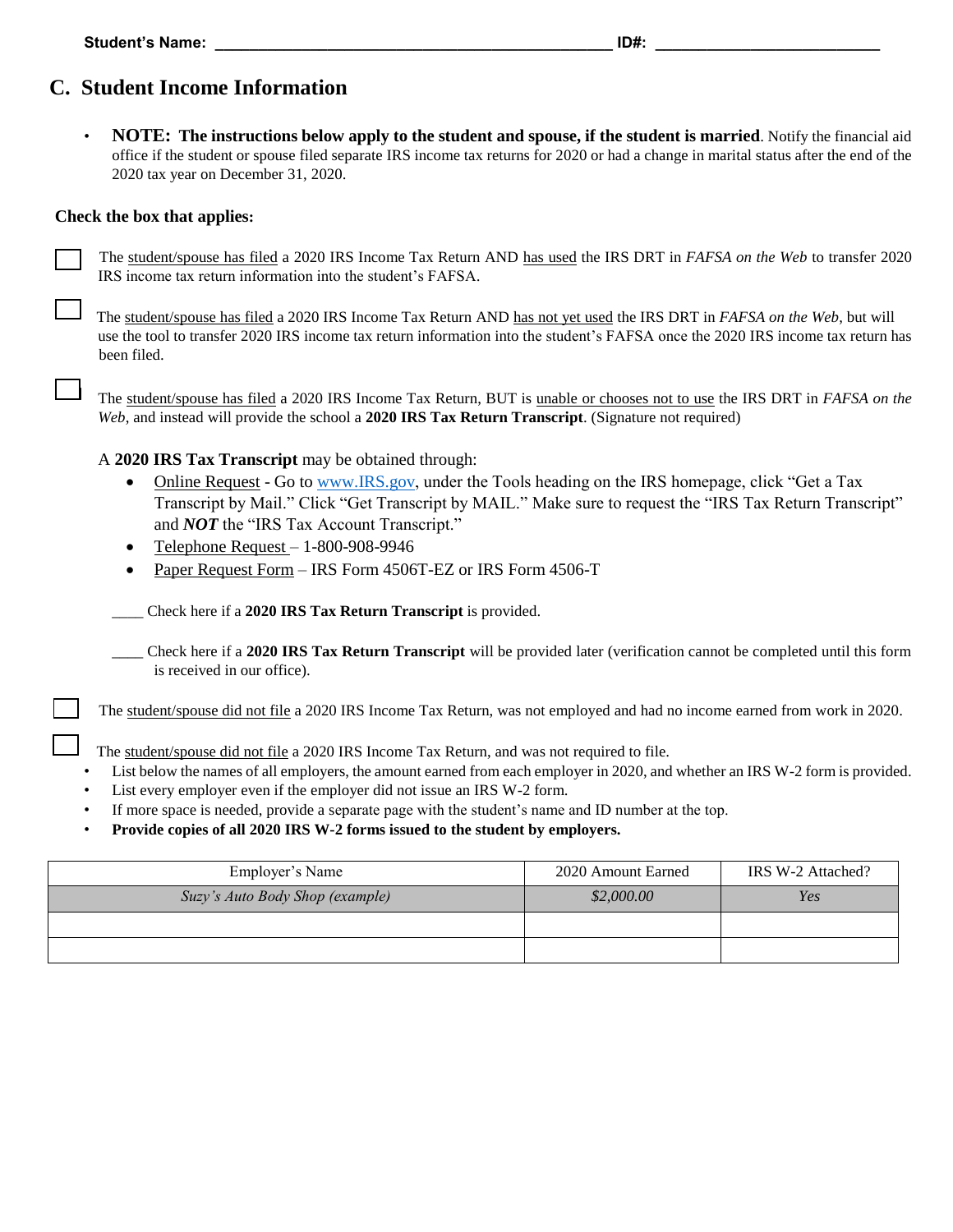**Student's Name:** ______________________________________________ **ID#:** _________________________

## C. Student Income Information

- **NOTE: The instructions below apply to the student and spouse, if the student is married**. Notify the financial aid office if the student or spouse filed separate IRS income tax returns for 2020 or had a change in marital status after the end of the 2020 tax year on December 31, 2020.

**Check the box that applies:**

☐ The student/spouse has filed a 2020 IRS Income Tax Return AND has used the IRS DRT in *FAFSA on the Web* to transfer 2020 IRS income tax return information into the student's FAFSA.

☐ The student/spouse has filed a 2020 IRS Income Tax Return AND has not yet used the IRS DRT in *FAFSA on the Web*, but will use the tool to transfer 2020 IRS income tax return information into the student's FAFSA once the 2020 IRS income tax return has been filed.

☐ The student/spouse has filed a 2020 IRS Income Tax Return, BUT is unable or chooses not to use the IRS DRT in *FAFSA on the Web*, and instead will provide the school a **2020 IRS Tax Return Transcript**. (Signature not required)

A **2020 IRS Tax Transcript** may be obtained through:

- Online Request - Go to www.IRS.gov, under the Tools heading on the IRS homepage, click "Get a Tax Transcript by Mail." Click "Get Transcript by MAIL." Make sure to request the "IRS Tax Return Transcript" and ***NOT*** the "IRS Tax Account Transcript."
- Telephone Request – 1-800-908-9946
- Paper Request Form – IRS Form 4506T-EZ or IRS Form 4506-T

____ Check here if a **2020 IRS Tax Return Transcript** is provided.

____ Check here if a **2020 IRS Tax Return Transcript** will be provided later (verification cannot be completed until this form is received in our office).

☐ The student/spouse did not file a 2020 IRS Income Tax Return, was not employed and had no income earned from work in 2020.

☐ The student/spouse did not file a 2020 IRS Income Tax Return, and was not required to file.

- List below the names of all employers, the amount earned from each employer in 2020, and whether an IRS W-2 form is provided.
- List every employer even if the employer did not issue an IRS W-2 form.
- If more space is needed, provide a separate page with the student's name and ID number at the top.
- **Provide copies of all 2020 IRS W-2 forms issued to the student by employers.**

| Employer's Name | 2020 Amount Earned | IRS W-2 Attached? |
|---|---|---|
| *Suzy's Auto Body Shop (example)* | *$2,000.00* | *Yes* |
| | | |
| | | |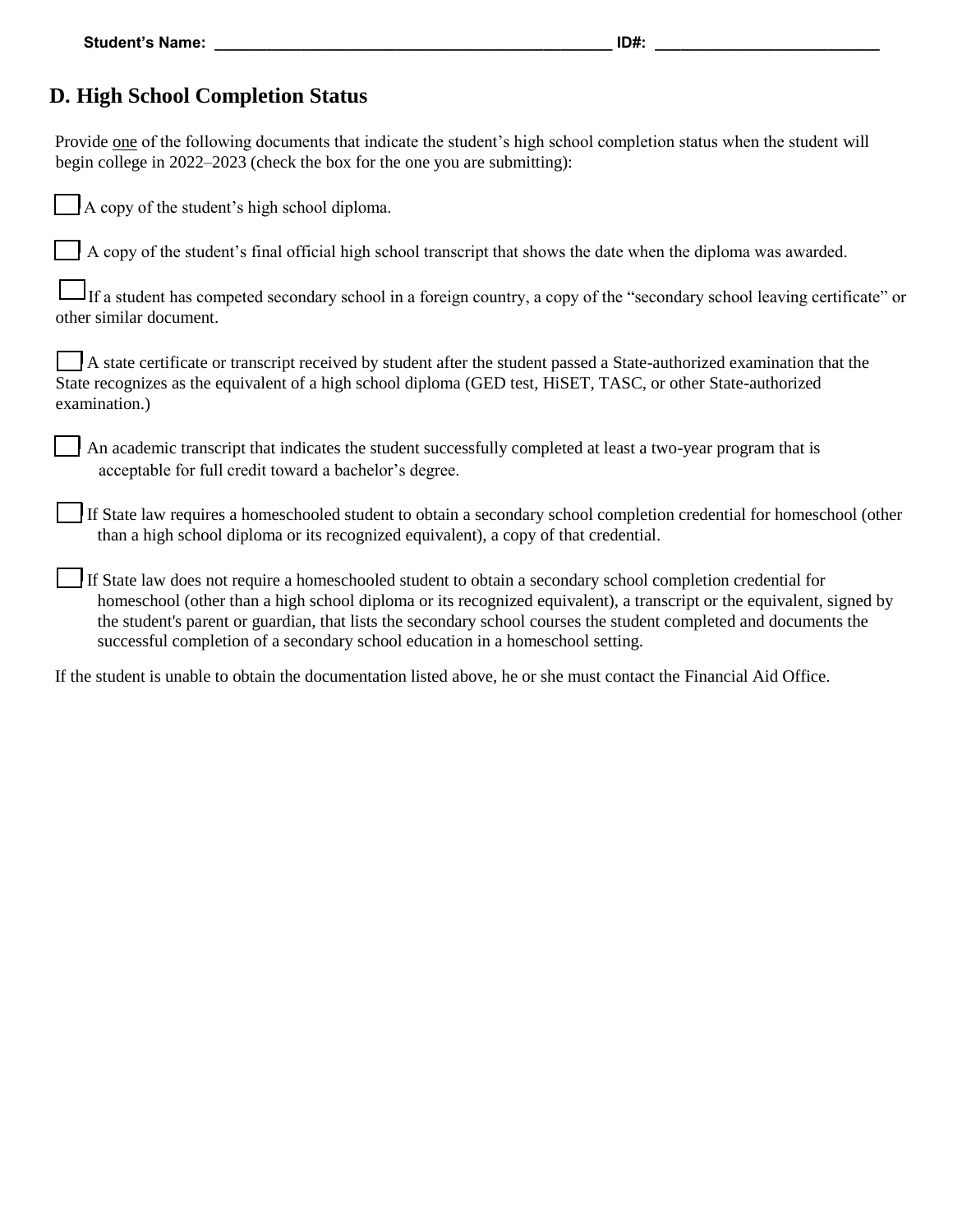**Student's Name:** ______________________________________________ **ID#:** _________________________

## D. High School Completion Status

Provide one of the following documents that indicate the student's high school completion status when the student will begin college in 2022–2023 (check the box for the one you are submitting):

☐ A copy of the student's high school diploma.

☐ A copy of the student's final official high school transcript that shows the date when the diploma was awarded.

☐ If a student has competed secondary school in a foreign country, a copy of the "secondary school leaving certificate" or other similar document.

☐ A state certificate or transcript received by student after the student passed a State-authorized examination that the State recognizes as the equivalent of a high school diploma (GED test, HiSET, TASC, or other State-authorized examination.)

☐ An academic transcript that indicates the student successfully completed at least a two-year program that is acceptable for full credit toward a bachelor's degree.

☐ If State law requires a homeschooled student to obtain a secondary school completion credential for homeschool (other than a high school diploma or its recognized equivalent), a copy of that credential.

☐ If State law does not require a homeschooled student to obtain a secondary school completion credential for homeschool (other than a high school diploma or its recognized equivalent), a transcript or the equivalent, signed by the student's parent or guardian, that lists the secondary school courses the student completed and documents the successful completion of a secondary school education in a homeschool setting.

If the student is unable to obtain the documentation listed above, he or she must contact the Financial Aid Office.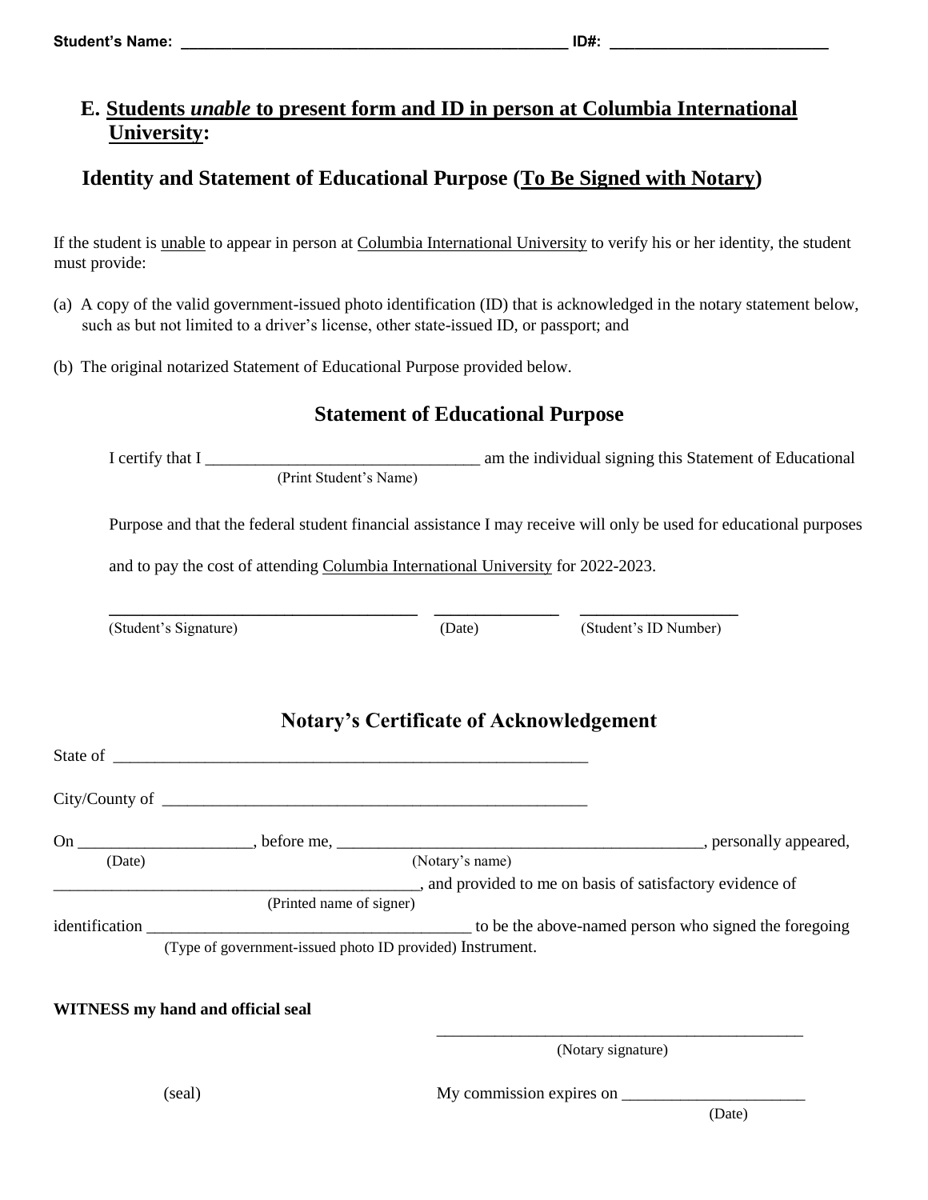Student's Name: _______________________________________________ ID#: __________________________

## E. Students *unable* to present form and ID in person at Columbia International University:

## Identity and Statement of Educational Purpose (To Be Signed with Notary)

If the student is unable to appear in person at Columbia International University to verify his or her identity, the student must provide:

(a) A copy of the valid government-issued photo identification (ID) that is acknowledged in the notary statement below, such as but not limited to a driver's license, other state-issued ID, or passport; and

(b) The original notarized Statement of Educational Purpose provided below.

### Statement of Educational Purpose

I certify that I _________________________________ am the individual signing this Statement of Educational
(Print Student's Name)

Purpose and that the federal student financial assistance I may receive will only be used for educational purposes and to pay the cost of attending Columbia International University for 2022-2023.

___________________________________ _______________ __________________
(Student's Signature) (Date) (Student's ID Number)

### Notary's Certificate of Acknowledgement

State of ___________________________________________________________

City/County of _____________________________________________________

On ____________________, before me, _____________________________________________, personally appeared,
(Date) (Notary's name)

____________________________________________, and provided to me on basis of satisfactory evidence of
(Printed name of signer)

identification ______________________________________ to be the above-named person who signed the foregoing
(Type of government-issued photo ID provided) Instrument.

**WITNESS my hand and official seal**

_____________________________________________
(Notary signature)

(seal)

My commission expires on ______________________
(Date)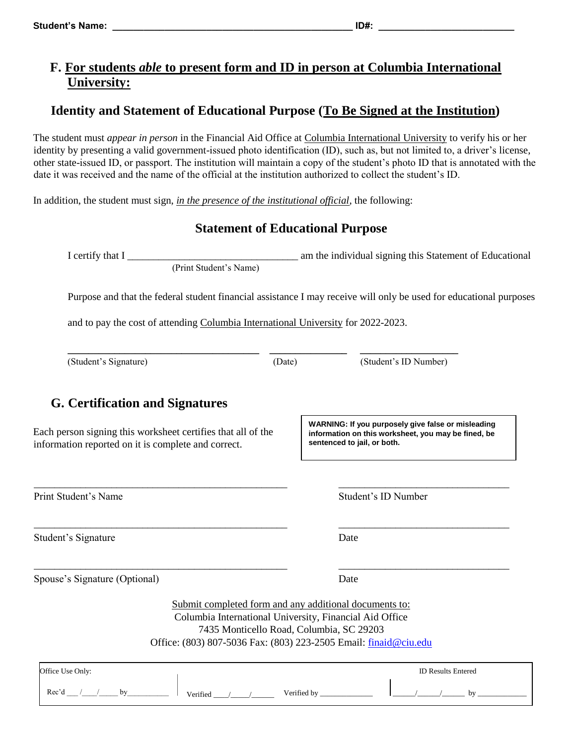**Student's Name:** ______________________________________________ **ID#:** __________________________

## F. For students *able* to present form and ID in person at Columbia International University:

### Identity and Statement of Educational Purpose (To Be Signed at the Institution)

The student must *appear in person* in the Financial Aid Office at Columbia International University to verify his or her identity by presenting a valid government-issued photo identification (ID), such as, but not limited to, a driver's license, other state-issued ID, or passport. The institution will maintain a copy of the student's photo ID that is annotated with the date it was received and the name of the official at the institution authorized to collect the student's ID.

In addition, the student must sign, *in the presence of the institutional official*, the following:

### Statement of Educational Purpose

I certify that I _________________________________ am the individual signing this Statement of Educational
(Print Student's Name)

Purpose and that the federal student financial assistance I may receive will only be used for educational purposes and to pay the cost of attending Columbia International University for 2022-2023.

___________________________________ ______________ __________________
(Student's Signature) (Date) (Student's ID Number)

## G. Certification and Signatures

Each person signing this worksheet certifies that all of the information reported on it is complete and correct.

**WARNING: If you purposely give false or misleading information on this worksheet, you may be fined, be sentenced to jail, or both.**

_________________________________________________ _________________________________
Print Student's Name Student's ID Number

_________________________________________________ _________________________________
Student's Signature Date

_________________________________________________ _________________________________
Spouse's Signature (Optional) Date

Submit completed form and any additional documents to:
Columbia International University, Financial Aid Office
7435 Monticello Road, Columbia, SC 29203
Office: (803) 807-5036 Fax: (803) 223-2505 Email: finaid@ciu.edu

| | | | |
|---|---|---|---|
| Office Use Only: | | | ID Results Entered |
| Rec'd ___/____/_____ by__________ | Verified ____/_____/______ | Verified by _____________ | ______/______/______ by ____________ |